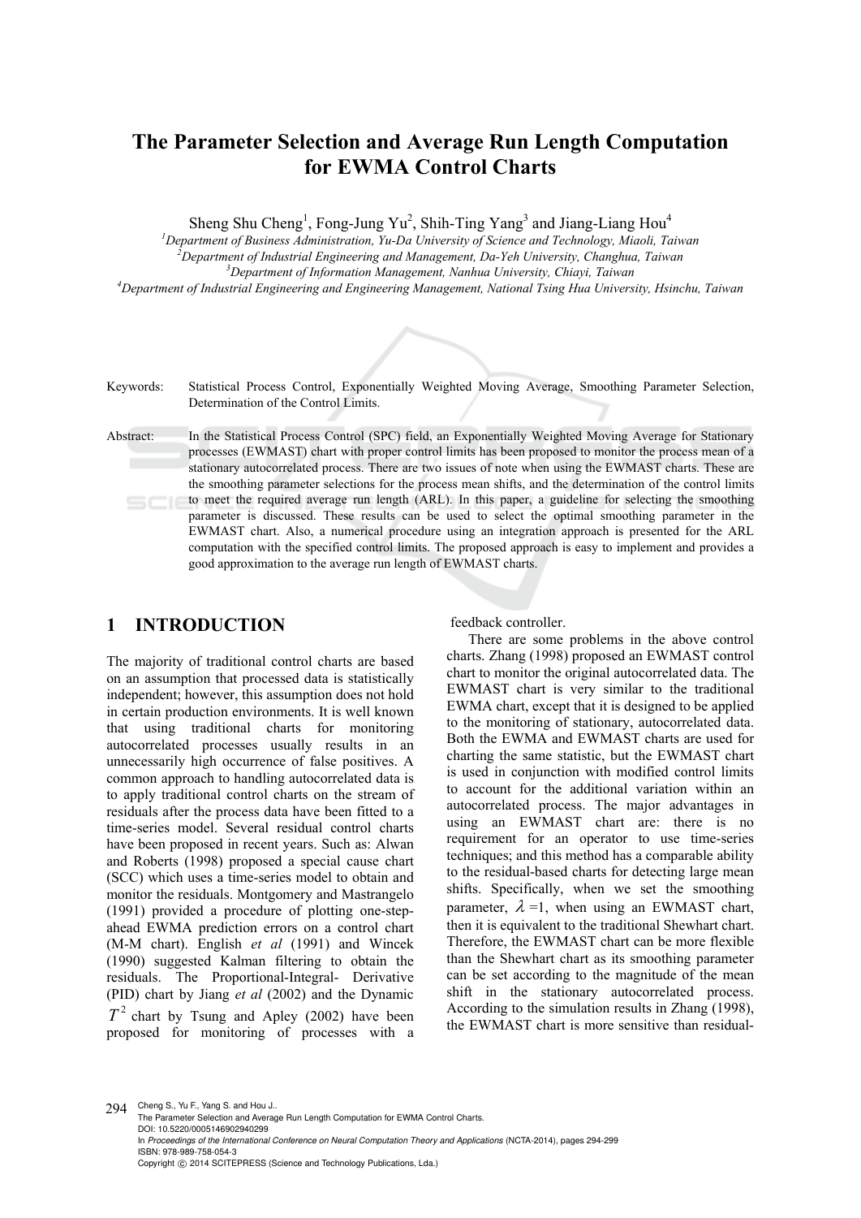# The Parameter Selection and Average Run Length Computation for EWMA Control Charts

Sheng Shu Cheng[1], Fong-Jung Yu[2], Shih-Ting Yang[3] and Jiang-Liang Hou[4]

[1]*Department of Business Administration, Yu-Da University of Science and Technology, Miaoli, Taiwan*
[2]*Department of Industrial Engineering and Management, Da-Yeh University, Changhua, Taiwan*
[3]*Department of Information Management, Nanhua University, Chiayi, Taiwan*
[4]*Department of Industrial Engineering and Engineering Management, National Tsing Hua University, Hsinchu, Taiwan*

Keywords: Statistical Process Control, Exponentially Weighted Moving Average, Smoothing Parameter Selection, Determination of the Control Limits.

Abstract: In the Statistical Process Control (SPC) field, an Exponentially Weighted Moving Average for Stationary processes (EWMAST) chart with proper control limits has been proposed to monitor the process mean of a stationary autocorrelated process. There are two issues of note when using the EWMAST charts. These are the smoothing parameter selections for the process mean shifts, and the determination of the control limits to meet the required average run length (ARL). In this paper, a guideline for selecting the smoothing parameter is discussed. These results can be used to select the optimal smoothing parameter in the EWMAST chart. Also, a numerical procedure using an integration approach is presented for the ARL computation with the specified control limits. The proposed approach is easy to implement and provides a good approximation to the average run length of EWMAST charts.

## 1 INTRODUCTION

The majority of traditional control charts are based on an assumption that processed data is statistically independent; however, this assumption does not hold in certain production environments. It is well known that using traditional charts for monitoring autocorrelated processes usually results in an unnecessarily high occurrence of false positives. A common approach to handling autocorrelated data is to apply traditional control charts on the stream of residuals after the process data have been fitted to a time-series model. Several residual control charts have been proposed in recent years. Such as: Alwan and Roberts (1998) proposed a special cause chart (SCC) which uses a time-series model to obtain and monitor the residuals. Montgomery and Mastrangelo (1991) provided a procedure of plotting one-step-ahead EWMA prediction errors on a control chart (M-M chart). English *et al* (1991) and Wincek (1990) suggested Kalman filtering to obtain the residuals. The Proportional-Integral- Derivative (PID) chart by Jiang *et al* (2002) and the Dynamic $T^2$ chart by Tsung and Apley (2002) have been proposed for monitoring of processes with a feedback controller.

There are some problems in the above control charts. Zhang (1998) proposed an EWMAST control chart to monitor the original autocorrelated data. The EWMAST chart is very similar to the traditional EWMA chart, except that it is designed to be applied to the monitoring of stationary, autocorrelated data. Both the EWMA and EWMAST charts are used for charting the same statistic, but the EWMAST chart is used in conjunction with modified control limits to account for the additional variation within an autocorrelated process. The major advantages in using an EWMAST chart are: there is no requirement for an operator to use time-series techniques; and this method has a comparable ability to the residual-based charts for detecting large mean shifts. Specifically, when we set the smoothing parameter, $\lambda$ =1, when using an EWMAST chart, then it is equivalent to the traditional Shewhart chart. Therefore, the EWMAST chart can be more flexible than the Shewhart chart as its smoothing parameter can be set according to the magnitude of the mean shift in the stationary autocorrelated process. According to the simulation results in Zhang (1998), the EWMAST chart is more sensitive than residual-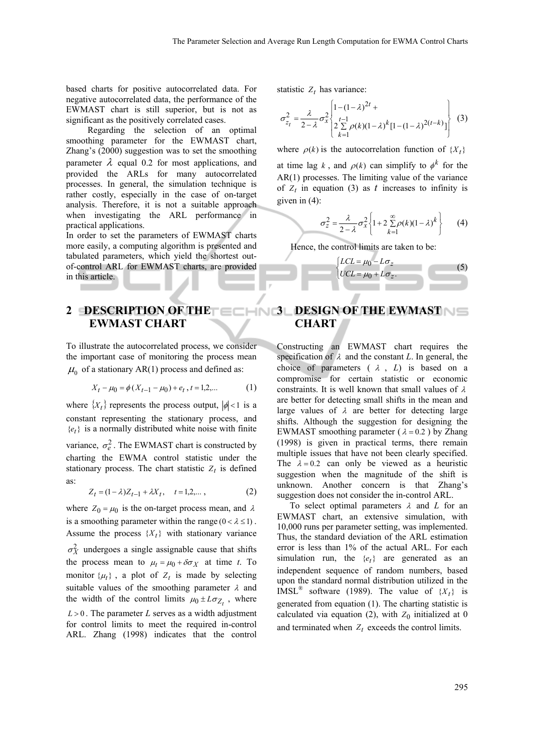based charts for positive autocorrelated data. For negative autocorrelated data, the performance of the EWMAST chart is still superior, but is not as significant as the positively correlated cases.

Regarding the selection of an optimal smoothing parameter for the EWMAST chart, Zhang's (2000) suggestion was to set the smoothing parameter $\lambda$ equal 0.2 for most applications, and provided the ARLs for many autocorrelated processes. In general, the simulation technique is rather costly, especially in the case of on-target analysis. Therefore, it is not a suitable approach when investigating the ARL performance in practical applications.

In order to set the parameters of EWMAST charts more easily, a computing algorithm is presented and tabulated parameters, which yield the shortest out-of-control ARL for EWMAST charts, are provided in this article.

## 2 DESCRIPTION OF THE EWMAST CHART

To illustrate the autocorrelated process, we consider the important case of monitoring the process mean $\mu_0$ of a stationary AR(1) process and defined as:

$$X_t - \mu_0 = \phi(X_{t-1} - \mu_0) + e_t \,, t = 1,2,... \quad (1)$$

where $\{X_t\}$ represents the process output, $|\phi| < 1$ is a constant representing the stationary process, and $\{e_t\}$ is a normally distributed white noise with finite variance, $\sigma_e^2$. The EWMAST chart is constructed by charting the EWMA control statistic under the stationary process. The chart statistic $Z_t$ is defined as:

$$Z_t = (1-\lambda)Z_{t-1} + \lambda X_t, \quad t = 1,2,... , \quad (2)$$

where $Z_0 = \mu_0$ is the on-target process mean, and $\lambda$ is a smoothing parameter within the range $(0 < \lambda \le 1)$. Assume the process $\{X_t\}$ with stationary variance $\sigma_X^2$ undergoes a single assignable cause that shifts the process mean to $\mu_t = \mu_0 + \delta\sigma_X$ at time *t*. To monitor $\{\mu_t\}$, a plot of $Z_t$ is made by selecting suitable values of the smoothing parameter $\lambda$ and the width of the control limits $\mu_0 \pm L\sigma_{Z_t}$, where $L > 0$. The parameter *L* serves as a width adjustment for control limits to meet the required in-control ARL. Zhang (1998) indicates that the control statistic $Z_t$ has variance:

$$\sigma_{z_t}^2 = \frac{\lambda}{2-\lambda}\sigma_x^2 \begin{Bmatrix} 1-(1-\lambda)^{2t} + \\ 2\sum_{k=1}^{t-1}\rho(k)(1-\lambda)^k[1-(1-\lambda)^{2(t-k)}] \end{Bmatrix} \quad (3)$$

where $\rho(k)$ is the autocorrelation function of $\{X_t\}$ at time lag $k$, and $\rho(k)$ can simplify to $\phi^k$ for the AR(1) processes. The limiting value of the variance of $Z_t$ in equation (3) as $t$ increases to infinity is given in (4):

$$\sigma_z^2 = \frac{\lambda}{2-\lambda}\sigma_x^2 \left\{1 + 2\sum_{k=1}^{\infty}\rho(k)(1-\lambda)^k\right\} \quad (4)$$

Hence, the control limits are taken to be:

$$\begin{cases} LCL = \mu_0 - L\sigma_z \\ UCL = \mu_0 + L\sigma_z . \end{cases} \quad (5)$$

## 3 DESIGN OF THE EWMAST CHART

Constructing an EWMAST chart requires the specification of $\lambda$ and the constant *L*. In general, the choice of parameters ($\lambda$, *L*) is based on a compromise for certain statistic or economic constraints. It is well known that small values of $\lambda$ are better for detecting small shifts in the mean and large values of $\lambda$ are better for detecting large shifts. Although the suggestion for designing the EWMAST smoothing parameter ($\lambda = 0.2$) by Zhang (1998) is given in practical terms, there remain multiple issues that have not been clearly specified. The $\lambda = 0.2$ can only be viewed as a heuristic suggestion when the magnitude of the shift is unknown. Another concern is that Zhang's suggestion does not consider the in-control ARL.

To select optimal parameters $\lambda$ and *L* for an EWMAST chart, an extensive simulation, with 10,000 runs per parameter setting, was implemented. Thus, the standard deviation of the ARL estimation error is less than 1% of the actual ARL. For each simulation run, the $\{e_t\}$ are generated as an independent sequence of random numbers, based upon the standard normal distribution utilized in the IMSL® software (1989). The value of $\{X_t\}$ is generated from equation (1). The charting statistic is calculated via equation (2), with $Z_0$ initialized at 0 and terminated when $Z_t$ exceeds the control limits.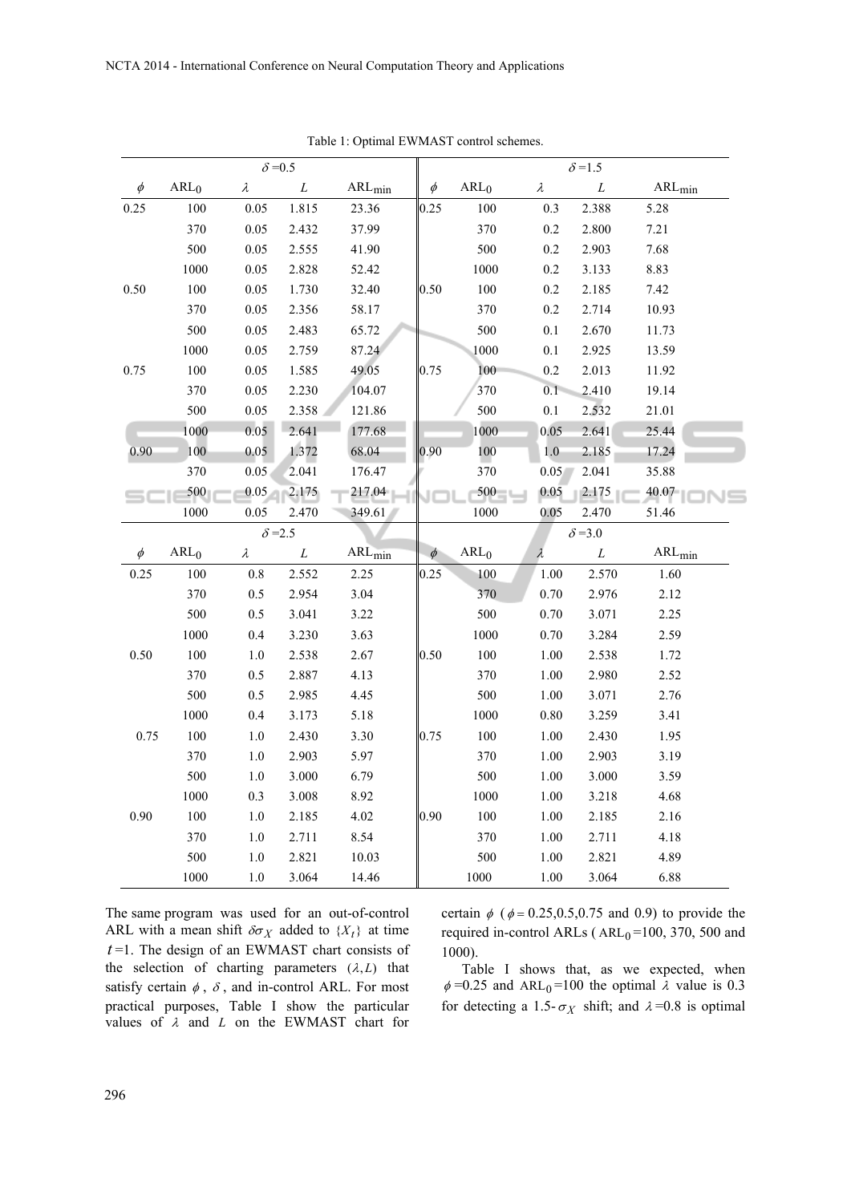Table 1: Optimal EWMAST control schemes.

| | | $\delta$ =0.5 | | | | | $\delta$ =1.5 | | |
|---|---|---|---|---|---|---|---|---|---|
| $\phi$ | $ARL_0$ | $\lambda$ | $L$ | $ARL_{min}$ | $\phi$ | $ARL_0$ | $\lambda$ | $L$ | $ARL_{min}$ |
| 0.25 | 100 | 0.05 | 1.815 | 23.36 | 0.25 | 100 | 0.3 | 2.388 | 5.28 |
| | 370 | 0.05 | 2.432 | 37.99 | | 370 | 0.2 | 2.800 | 7.21 |
| | 500 | 0.05 | 2.555 | 41.90 | | 500 | 0.2 | 2.903 | 7.68 |
| | 1000 | 0.05 | 2.828 | 52.42 | | 1000 | 0.2 | 3.133 | 8.83 |
| 0.50 | 100 | 0.05 | 1.730 | 32.40 | 0.50 | 100 | 0.2 | 2.185 | 7.42 |
| | 370 | 0.05 | 2.356 | 58.17 | | 370 | 0.2 | 2.714 | 10.93 |
| | 500 | 0.05 | 2.483 | 65.72 | | 500 | 0.1 | 2.670 | 11.73 |
| | 1000 | 0.05 | 2.759 | 87.24 | | 1000 | 0.1 | 2.925 | 13.59 |
| 0.75 | 100 | 0.05 | 1.585 | 49.05 | 0.75 | 100 | 0.2 | 2.013 | 11.92 |
| | 370 | 0.05 | 2.230 | 104.07 | | 370 | 0.1 | 2.410 | 19.14 |
| | 500 | 0.05 | 2.358 | 121.86 | | 500 | 0.1 | 2.532 | 21.01 |
| | 1000 | 0.05 | 2.641 | 177.68 | | 1000 | 0.05 | 2.641 | 25.44 |
| 0.90 | 100 | 0.05 | 1.372 | 68.04 | 0.90 | 100 | 1.0 | 2.185 | 17.24 |
| | 370 | 0.05 | 2.041 | 176.47 | | 370 | 0.05 | 2.041 | 35.88 |
| | 500 | 0.05 | 2.175 | 217.04 | | 500 | 0.05 | 2.175 | 40.07 |
| | 1000 | 0.05 | 2.470 | 349.61 | | 1000 | 0.05 | 2.470 | 51.46 |
| | | $\delta$ =2.5 | | | | | $\delta$ =3.0 | | |
| $\phi$ | $ARL_0$ | $\lambda$ | $L$ | $ARL_{min}$ | $\phi$ | $ARL_0$ | $\lambda$ | $L$ | $ARL_{min}$ |
| 0.25 | 100 | 0.8 | 2.552 | 2.25 | 0.25 | 100 | 1.00 | 2.570 | 1.60 |
| | 370 | 0.5 | 2.954 | 3.04 | | 370 | 0.70 | 2.976 | 2.12 |
| | 500 | 0.5 | 3.041 | 3.22 | | 500 | 0.70 | 3.071 | 2.25 |
| | 1000 | 0.4 | 3.230 | 3.63 | | 1000 | 0.70 | 3.284 | 2.59 |
| 0.50 | 100 | 1.0 | 2.538 | 2.67 | 0.50 | 100 | 1.00 | 2.538 | 1.72 |
| | 370 | 0.5 | 2.887 | 4.13 | | 370 | 1.00 | 2.980 | 2.52 |
| | 500 | 0.5 | 2.985 | 4.45 | | 500 | 1.00 | 3.071 | 2.76 |
| | 1000 | 0.4 | 3.173 | 5.18 | | 1000 | 0.80 | 3.259 | 3.41 |
| 0.75 | 100 | 1.0 | 2.430 | 3.30 | 0.75 | 100 | 1.00 | 2.430 | 1.95 |
| | 370 | 1.0 | 2.903 | 5.97 | | 370 | 1.00 | 2.903 | 3.19 |
| | 500 | 1.0 | 3.000 | 6.79 | | 500 | 1.00 | 3.000 | 3.59 |
| | 1000 | 0.3 | 3.008 | 8.92 | | 1000 | 1.00 | 3.218 | 4.68 |
| 0.90 | 100 | 1.0 | 2.185 | 4.02 | 0.90 | 100 | 1.00 | 2.185 | 2.16 |
| | 370 | 1.0 | 2.711 | 8.54 | | 370 | 1.00 | 2.711 | 4.18 |
| | 500 | 1.0 | 2.821 | 10.03 | | 500 | 1.00 | 2.821 | 4.89 |
| | 1000 | 1.0 | 3.064 | 14.46 | | 1000 | 1.00 | 3.064 | 6.88 |

The same program was used for an out-of-control ARL with a mean shift $\delta\sigma_X$ added to $\{X_t\}$ at time $t=1$. The design of an EWMAST chart consists of the selection of charting parameters $(\lambda, L)$ that satisfy certain $\phi$, $\delta$, and in-control ARL. For most practical purposes, Table I show the particular values of $\lambda$ and $L$ on the EWMAST chart for certain $\phi$ ($\phi = 0.25, 0.5, 0.75$ and 0.9) to provide the required in-control ARLs ( $ARL_0$=100, 370, 500 and 1000).

Table I shows that, as we expected, when $\phi$=0.25 and $ARL_0$=100 the optimal $\lambda$ value is 0.3 for detecting a 1.5-$\sigma_X$ shift; and $\lambda$=0.8 is optimal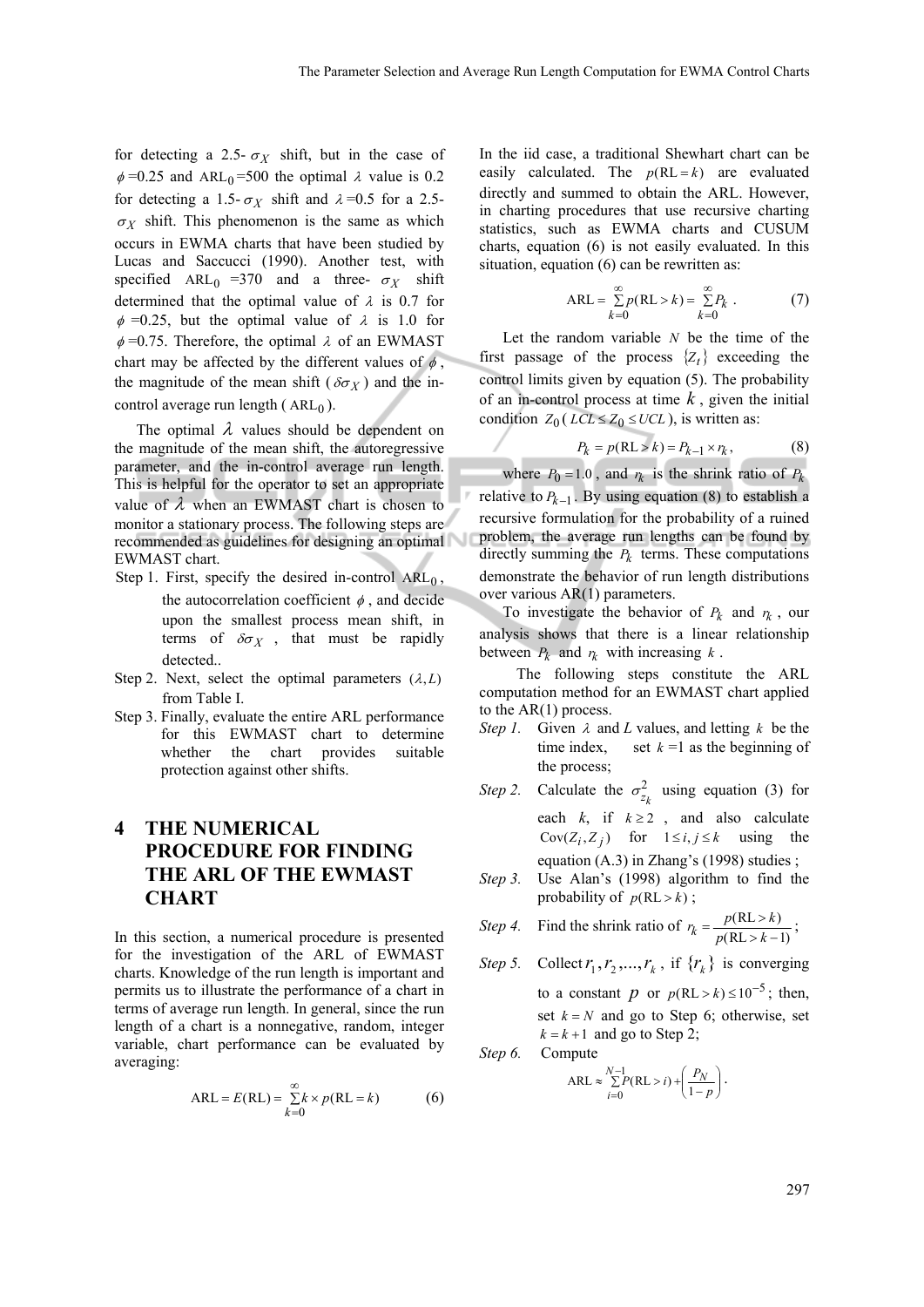for detecting a 2.5-$\sigma_X$ shift, but in the case of $\phi$=0.25 and $\mathrm{ARL}_0$=500 the optimal $\lambda$ value is 0.2 for detecting a 1.5-$\sigma_X$ shift and $\lambda$=0.5 for a 2.5-$\sigma_X$ shift. This phenomenon is the same as which occurs in EWMA charts that have been studied by Lucas and Saccucci (1990). Another test, with specified $\mathrm{ARL}_0$ =370 and a three-$\sigma_X$ shift determined that the optimal value of $\lambda$ is 0.7 for $\phi$=0.25, but the optimal value of $\lambda$ is 1.0 for $\phi$=0.75. Therefore, the optimal $\lambda$ of an EWMAST chart may be affected by the different values of $\phi$, the magnitude of the mean shift ($\delta\sigma_X$) and the in-control average run length ($\mathrm{ARL}_0$).

The optimal $\lambda$ values should be dependent on the magnitude of the mean shift, the autoregressive parameter, and the in-control average run length. This is helpful for the operator to set an appropriate value of $\lambda$ when an EWMAST chart is chosen to monitor a stationary process. The following steps are recommended as guidelines for designing an optimal EWMAST chart.

Step 1. First, specify the desired in-control $\mathrm{ARL}_0$, the autocorrelation coefficient $\phi$, and decide upon the smallest process mean shift, in terms of $\delta\sigma_X$, that must be rapidly detected..

Step 2. Next, select the optimal parameters $(\lambda, L)$ from Table I.

Step 3. Finally, evaluate the entire ARL performance for this EWMAST chart to determine whether the chart provides suitable protection against other shifts.

# 4 THE NUMERICAL PROCEDURE FOR FINDING THE ARL OF THE EWMAST CHART

In this section, a numerical procedure is presented for the investigation of the ARL of EWMAST charts. Knowledge of the run length is important and permits us to illustrate the performance of a chart in terms of average run length. In general, since the run length of a chart is a nonnegative, random, integer variable, chart performance can be evaluated by averaging:

$$\mathrm{ARL} = E(\mathrm{RL}) = \sum_{k=0}^{\infty} k \times p(\mathrm{RL} = k) \qquad (6)$$

In the iid case, a traditional Shewhart chart can be easily calculated. The $p(\mathrm{RL} = k)$ are evaluated directly and summed to obtain the ARL. However, in charting procedures that use recursive charting statistics, such as EWMA charts and CUSUM charts, equation (6) is not easily evaluated. In this situation, equation (6) can be rewritten as:

$$\mathrm{ARL} = \sum_{k=0}^{\infty} p(\mathrm{RL} > k) = \sum_{k=0}^{\infty} P_k \, . \qquad (7)$$

Let the random variable $N$ be the time of the first passage of the process $\{Z_t\}$ exceeding the control limits given by equation (5). The probability of an in-control process at time $k$, given the initial condition $Z_0$ ($LCL \le Z_0 \le UCL$), is written as:

$$P_k = p(\mathrm{RL} > k) = P_{k-1} \times r_k \, , \qquad (8)$$

where $P_0 = 1.0$, and $r_k$ is the shrink ratio of $P_k$ relative to $P_{k-1}$. By using equation (8) to establish a recursive formulation for the probability of a ruined problem, the average run lengths can be found by directly summing the $P_k$ terms. These computations demonstrate the behavior of run length distributions over various AR(1) parameters.

To investigate the behavior of $P_k$ and $r_k$, our analysis shows that there is a linear relationship between $P_k$ and $r_k$ with increasing $k$.

The following steps constitute the ARL computation method for an EWMAST chart applied to the AR(1) process.

*Step 1.* Given $\lambda$ and $L$ values, and letting $k$ be the time index, set $k$ =1 as the beginning of the process;

*Step 2.* Calculate the $\sigma^2_{z_k}$ using equation (3) for each $k$, if $k \ge 2$, and also calculate $\mathrm{Cov}(Z_i, Z_j)$ for $1 \le i, j \le k$ using the equation (A.3) in Zhang's (1998) studies ;

*Step 3.* Use Alan's (1998) algorithm to find the probability of $p(\mathrm{RL} > k)$ ;

*Step 4.* Find the shrink ratio of $r_k = \dfrac{p(\mathrm{RL} > k)}{p(\mathrm{RL} > k-1)}$ ;

*Step 5.* Collect $r_1, r_2, ..., r_k$ , if $\{r_k\}$ is converging to a constant $p$ or $p(\mathrm{RL} > k) \le 10^{-5}$; then, set $k = N$ and go to Step 6; otherwise, set $k = k+1$ and go to Step 2;

*Step 6.* Compute

$$\mathrm{ARL} \approx \sum_{i=0}^{N-1} P(\mathrm{RL} > i) + \left(\frac{P_N}{1-p}\right).$$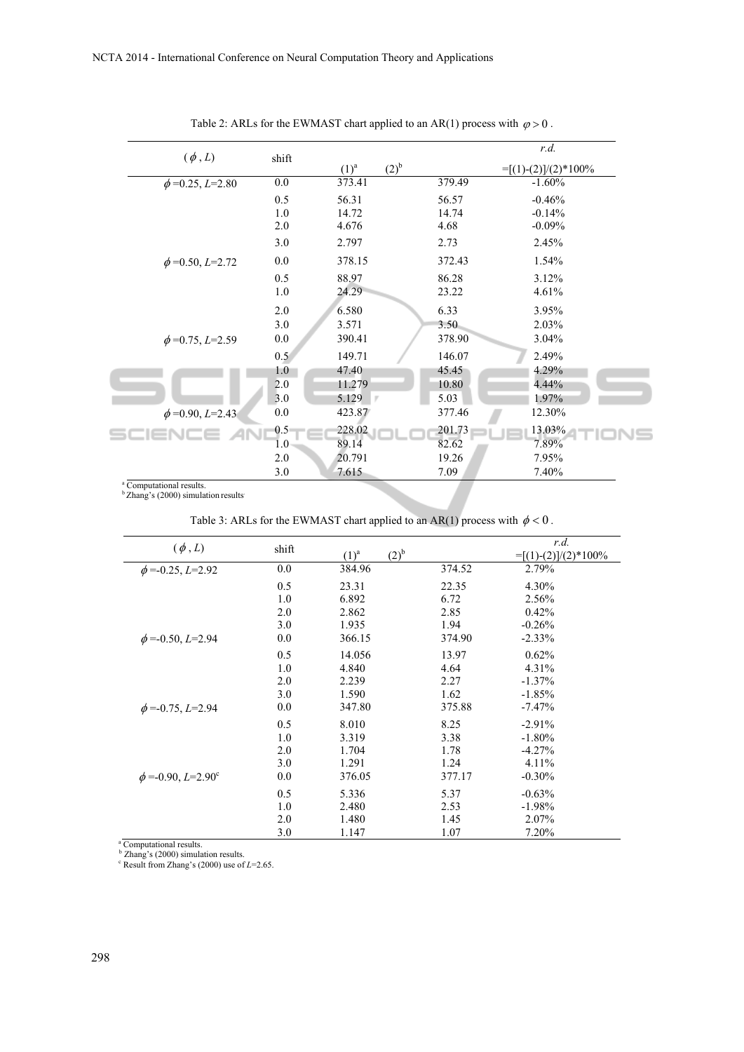Table 2: ARLs for the EWMAST chart applied to an AR(1) process with $\varphi > 0$.

| $(\phi, L)$ | shift | (1)[a] | (2)[b] | *r.d.* =[(1)-(2)]/(2)*100% |
|---|---|---|---|---|
| $\phi$=0.25, $L$=2.80 | 0.0 | 373.41 | 379.49 | -1.60% |
| | 0.5 | 56.31 | 56.57 | -0.46% |
| | 1.0 | 14.72 | 14.74 | -0.14% |
| | 2.0 | 4.676 | 4.68 | -0.09% |
| | 3.0 | 2.797 | 2.73 | 2.45% |
| $\phi$=0.50, $L$=2.72 | 0.0 | 378.15 | 372.43 | 1.54% |
| | 0.5 | 88.97 | 86.28 | 3.12% |
| | 1.0 | 24.29 | 23.22 | 4.61% |
| | 2.0 | 6.580 | 6.33 | 3.95% |
| | 3.0 | 3.571 | 3.50 | 2.03% |
| $\phi$=0.75, $L$=2.59 | 0.0 | 390.41 | 378.90 | 3.04% |
| | 0.5 | 149.71 | 146.07 | 2.49% |
| | 1.0 | 47.40 | 45.45 | 4.29% |
| | 2.0 | 11.279 | 10.80 | 4.44% |
| | 3.0 | 5.129 | 5.03 | 1.97% |
| $\phi$=0.90, $L$=2.43 | 0.0 | 423.87 | 377.46 | 12.30% |
| | 0.5 | 228.02 | 201.73 | 13.03% |
| | 1.0 | 89.14 | 82.62 | 7.89% |
| | 2.0 | 20.791 | 19.26 | 7.95% |
| | 3.0 | 7.615 | 7.09 | 7.40% |

[a] Computational results.
[b] Zhang's (2000) simulation results.

Table 3: ARLs for the EWMAST chart applied to an AR(1) process with $\phi < 0$.

| $(\phi, L)$ | shift | (1)[a] | (2)[b] | *r.d.* =[(1)-(2)]/(2)*100% |
|---|---|---|---|---|
| $\phi$=-0.25, $L$=2.92 | 0.0 | 384.96 | 374.52 | 2.79% |
| | 0.5 | 23.31 | 22.35 | 4.30% |
| | 1.0 | 6.892 | 6.72 | 2.56% |
| | 2.0 | 2.862 | 2.85 | 0.42% |
| | 3.0 | 1.935 | 1.94 | -0.26% |
| $\phi$=-0.50, $L$=2.94 | 0.0 | 366.15 | 374.90 | -2.33% |
| | 0.5 | 14.056 | 13.97 | 0.62% |
| | 1.0 | 4.840 | 4.64 | 4.31% |
| | 2.0 | 2.239 | 2.27 | -1.37% |
| | 3.0 | 1.590 | 1.62 | -1.85% |
| $\phi$=-0.75, $L$=2.94 | 0.0 | 347.80 | 375.88 | -7.47% |
| | 0.5 | 8.010 | 8.25 | -2.91% |
| | 1.0 | 3.319 | 3.38 | -1.80% |
| | 2.0 | 1.704 | 1.78 | -4.27% |
| | 3.0 | 1.291 | 1.24 | 4.11% |
| $\phi$=-0.90, $L$=2.90[c] | 0.0 | 376.05 | 377.17 | -0.30% |
| | 0.5 | 5.336 | 5.37 | -0.63% |
| | 1.0 | 2.480 | 2.53 | -1.98% |
| | 2.0 | 1.480 | 1.45 | 2.07% |
| | 3.0 | 1.147 | 1.07 | 7.20% |

[a] Computational results.
[b] Zhang's (2000) simulation results.
[c] Result from Zhang's (2000) use of $L$=2.65.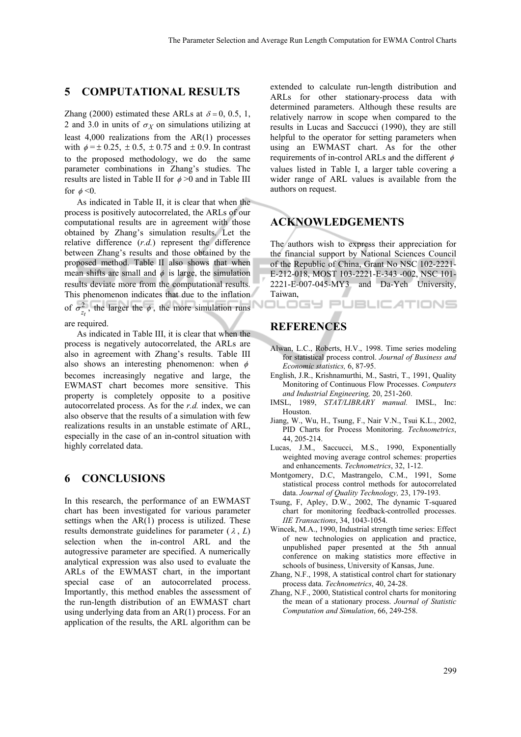## 5 COMPUTATIONAL RESULTS

Zhang (2000) estimated these ARLs at $\delta = 0$, 0.5, 1, 2 and 3.0 in units of $\sigma_X$ on simulations utilizing at least 4,000 realizations from the AR(1) processes with $\phi = \pm 0.25$, $\pm 0.5$, $\pm 0.75$ and $\pm 0.9$. In contrast to the proposed methodology, we do the same parameter combinations in Zhang's studies. The results are listed in Table II for $\phi > 0$ and in Table III for $\phi < 0$.

As indicated in Table II, it is clear that when the process is positively autocorrelated, the ARLs of our computational results are in agreement with those obtained by Zhang's simulation results. Let the relative difference (*r.d.*) represent the difference between Zhang's results and those obtained by the proposed method. Table II also shows that when mean shifts are small and $\phi$ is large, the simulation results deviate more from the computational results. This phenomenon indicates that due to the inflation of $\sigma^2_{z_t}$, the larger the $\phi$, the more simulation runs are required.

As indicated in Table III, it is clear that when the process is negatively autocorrelated, the ARLs are also in agreement with Zhang's results. Table III also shows an interesting phenomenon: when $\phi$ becomes increasingly negative and large, the EWMAST chart becomes more sensitive. This property is completely opposite to a positive autocorrelated process. As for the *r.d.* index, we can also observe that the results of a simulation with few realizations results in an unstable estimate of ARL, especially in the case of an in-control situation with highly correlated data.

## 6 CONCLUSIONS

In this research, the performance of an EWMAST chart has been investigated for various parameter settings when the AR(1) process is utilized. These results demonstrate guidelines for parameter ($\lambda$, $L$) selection when the in-control ARL and the autogressive parameter are specified. A numerically analytical expression was also used to evaluate the ARLs of the EWMAST chart, in the important special case of an autocorrelated process. Importantly, this method enables the assessment of the run-length distribution of an EWMAST chart using underlying data from an AR(1) process. For an application of the results, the ARL algorithm can be extended to calculate run-length distribution and ARLs for other stationary-process data with determined parameters. Although these results are relatively narrow in scope when compared to the results in Lucas and Saccucci (1990), they are still helpful to the operator for setting parameters when using an EWMAST chart. As for the other requirements of in-control ARLs and the different $\phi$ values listed in Table I, a larger table covering a wider range of ARL values is available from the authors on request.

## ACKNOWLEDGEMENTS

The authors wish to express their appreciation for the financial support by National Sciences Council of the Republic of China, Grant No NSC 102-2221-E-212-018, MOST 103-2221-E-343 -002, NSC 101-2221-E-007-045-MY3 and Da-Yeh University, Taiwan,

## REFERENCES

Alwan, L.C., Roberts, H.V., 1998. Time series modeling for statistical process control. *Journal of Business and Economic statistics,* 6, 87-95.

English, J.R., Krishnamurthi, M., Sastri, T., 1991, Quality Monitoring of Continuous Flow Processes. *Computers and Industrial Engineering,* 20, 251-260.

IMSL, 1989, *STAT/LIBRARY manual.* IMSL, Inc: Houston.

Jiang, W., Wu, H., Tsung, F., Nair V.N., Tsui K.L., 2002, PID Charts for Process Monitoring. *Technometrics*, 44, 205-214.

Lucas, J.M., Saccucci, M.S., 1990, Exponentially weighted moving average control schemes: properties and enhancements. *Technometrics*, 32, 1-12.

Montgomery, D.C, Mastrangelo, C.M., 1991, Some statistical process control methods for autocorrelated data. *Journal of Quality Technology,* 23, 179-193.

Tsung, F, Apley, D.W., 2002, The dynamic T-squared chart for monitoring feedback-controlled processes. *IIE Transactions*, 34, 1043-1054.

Wincek, M.A., 1990, Industrial strength time series: Effect of new technologies on application and practice, unpublished paper presented at the 5th annual conference on making statistics more effective in schools of business, University of Kansas, June.

Zhang, N.F., 1998, A statistical control chart for stationary process data. *Technometrics*, 40, 24-28.

Zhang, N.F., 2000, Statistical control charts for monitoring the mean of a stationary process. *Journal of Statistic Computation and Simulation*, 66, 249-258.